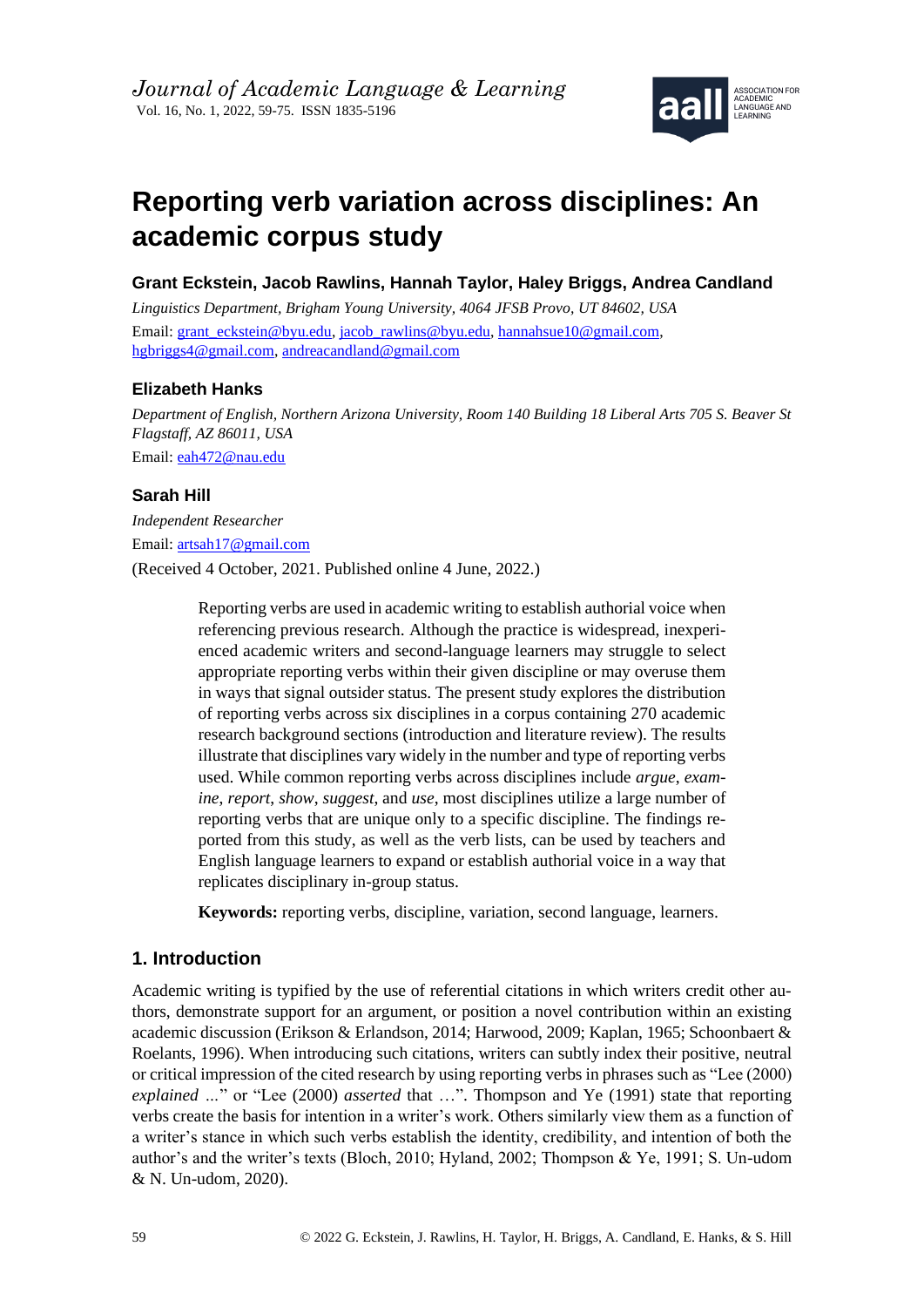*Journal of Academic Language & Learning*
Vol. 16, No. 1, 2022, 59-75. ISSN 1835-5196

# Reporting verb variation across disciplines: An academic corpus study

**Grant Eckstein, Jacob Rawlins, Hannah Taylor, Haley Briggs, Andrea Candland**

*Linguistics Department, Brigham Young University, 4064 JFSB Provo, UT 84602, USA*
Email: grant_eckstein@byu.edu, jacob_rawlins@byu.edu, hannahsue10@gmail.com, hgbriggs4@gmail.com, andreacandland@gmail.com

**Elizabeth Hanks**

*Department of English, Northern Arizona University, Room 140 Building 18 Liberal Arts 705 S. Beaver St Flagstaff, AZ 86011, USA*
Email: eah472@nau.edu

**Sarah Hill**

*Independent Researcher*
Email: artsah17@gmail.com
(Received 4 October, 2021. Published online 4 June, 2022.)

Reporting verbs are used in academic writing to establish authorial voice when referencing previous research. Although the practice is widespread, inexperienced academic writers and second-language learners may struggle to select appropriate reporting verbs within their given discipline or may overuse them in ways that signal outsider status. The present study explores the distribution of reporting verbs across six disciplines in a corpus containing 270 academic research background sections (introduction and literature review). The results illustrate that disciplines vary widely in the number and type of reporting verbs used. While common reporting verbs across disciplines include *argue*, *examine*, *report*, *show*, *suggest*, and *use*, most disciplines utilize a large number of reporting verbs that are unique only to a specific discipline. The findings reported from this study, as well as the verb lists, can be used by teachers and English language learners to expand or establish authorial voice in a way that replicates disciplinary in-group status.

**Keywords:** reporting verbs, discipline, variation, second language, learners.

## 1. Introduction

Academic writing is typified by the use of referential citations in which writers credit other authors, demonstrate support for an argument, or position a novel contribution within an existing academic discussion (Erikson & Erlandson, 2014; Harwood, 2009; Kaplan, 1965; Schoonbaert & Roelants, 1996). When introducing such citations, writers can subtly index their positive, neutral or critical impression of the cited research by using reporting verbs in phrases such as "Lee (2000) *explained* ..." or "Lee (2000) *asserted* that …". Thompson and Ye (1991) state that reporting verbs create the basis for intention in a writer's work. Others similarly view them as a function of a writer's stance in which such verbs establish the identity, credibility, and intention of both the author's and the writer's texts (Bloch, 2010; Hyland, 2002; Thompson & Ye, 1991; S. Un-udom & N. Un-udom, 2020).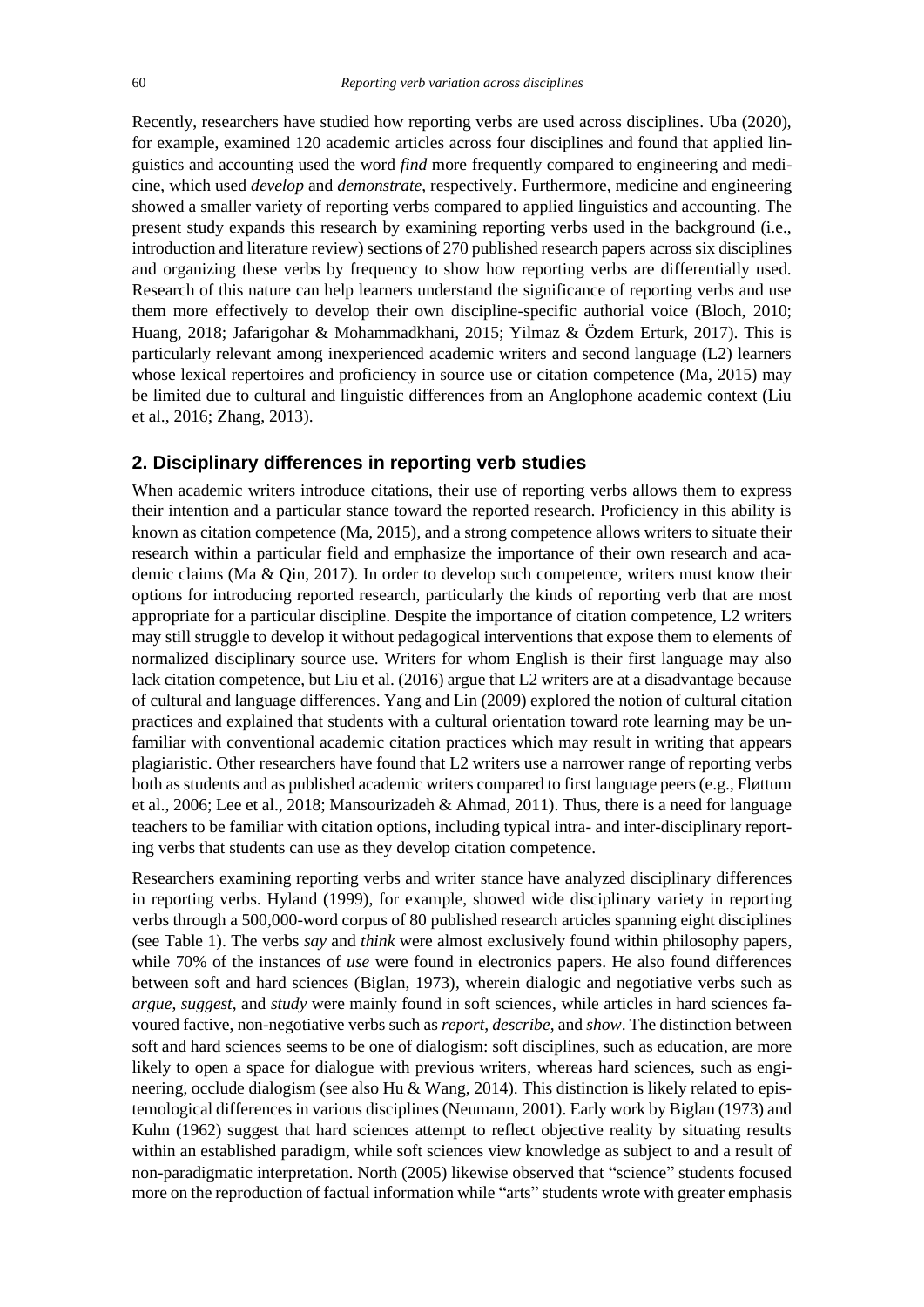Recently, researchers have studied how reporting verbs are used across disciplines. Uba (2020), for example, examined 120 academic articles across four disciplines and found that applied linguistics and accounting used the word *find* more frequently compared to engineering and medicine, which used *develop* and *demonstrate*, respectively. Furthermore, medicine and engineering showed a smaller variety of reporting verbs compared to applied linguistics and accounting. The present study expands this research by examining reporting verbs used in the background (i.e., introduction and literature review) sections of 270 published research papers across six disciplines and organizing these verbs by frequency to show how reporting verbs are differentially used. Research of this nature can help learners understand the significance of reporting verbs and use them more effectively to develop their own discipline-specific authorial voice (Bloch, 2010; Huang, 2018; Jafarigohar & Mohammadkhani, 2015; Yilmaz & Özdem Erturk, 2017). This is particularly relevant among inexperienced academic writers and second language (L2) learners whose lexical repertoires and proficiency in source use or citation competence (Ma, 2015) may be limited due to cultural and linguistic differences from an Anglophone academic context (Liu et al., 2016; Zhang, 2013).

## 2. Disciplinary differences in reporting verb studies

When academic writers introduce citations, their use of reporting verbs allows them to express their intention and a particular stance toward the reported research. Proficiency in this ability is known as citation competence (Ma, 2015), and a strong competence allows writers to situate their research within a particular field and emphasize the importance of their own research and academic claims (Ma & Qin, 2017). In order to develop such competence, writers must know their options for introducing reported research, particularly the kinds of reporting verb that are most appropriate for a particular discipline. Despite the importance of citation competence, L2 writers may still struggle to develop it without pedagogical interventions that expose them to elements of normalized disciplinary source use. Writers for whom English is their first language may also lack citation competence, but Liu et al. (2016) argue that L2 writers are at a disadvantage because of cultural and language differences. Yang and Lin (2009) explored the notion of cultural citation practices and explained that students with a cultural orientation toward rote learning may be unfamiliar with conventional academic citation practices which may result in writing that appears plagiaristic. Other researchers have found that L2 writers use a narrower range of reporting verbs both as students and as published academic writers compared to first language peers (e.g., Fløttum et al., 2006; Lee et al., 2018; Mansourizadeh & Ahmad, 2011). Thus, there is a need for language teachers to be familiar with citation options, including typical intra- and inter-disciplinary reporting verbs that students can use as they develop citation competence.

Researchers examining reporting verbs and writer stance have analyzed disciplinary differences in reporting verbs. Hyland (1999), for example, showed wide disciplinary variety in reporting verbs through a 500,000-word corpus of 80 published research articles spanning eight disciplines (see Table 1). The verbs *say* and *think* were almost exclusively found within philosophy papers, while 70% of the instances of *use* were found in electronics papers. He also found differences between soft and hard sciences (Biglan, 1973), wherein dialogic and negotiative verbs such as *argue*, *suggest*, and *study* were mainly found in soft sciences, while articles in hard sciences favoured factive, non-negotiative verbs such as *report*, *describe*, and *show*. The distinction between soft and hard sciences seems to be one of dialogism: soft disciplines, such as education, are more likely to open a space for dialogue with previous writers, whereas hard sciences, such as engineering, occlude dialogism (see also Hu & Wang, 2014). This distinction is likely related to epistemological differences in various disciplines (Neumann, 2001). Early work by Biglan (1973) and Kuhn (1962) suggest that hard sciences attempt to reflect objective reality by situating results within an established paradigm, while soft sciences view knowledge as subject to and a result of non-paradigmatic interpretation. North (2005) likewise observed that "science" students focused more on the reproduction of factual information while "arts" students wrote with greater emphasis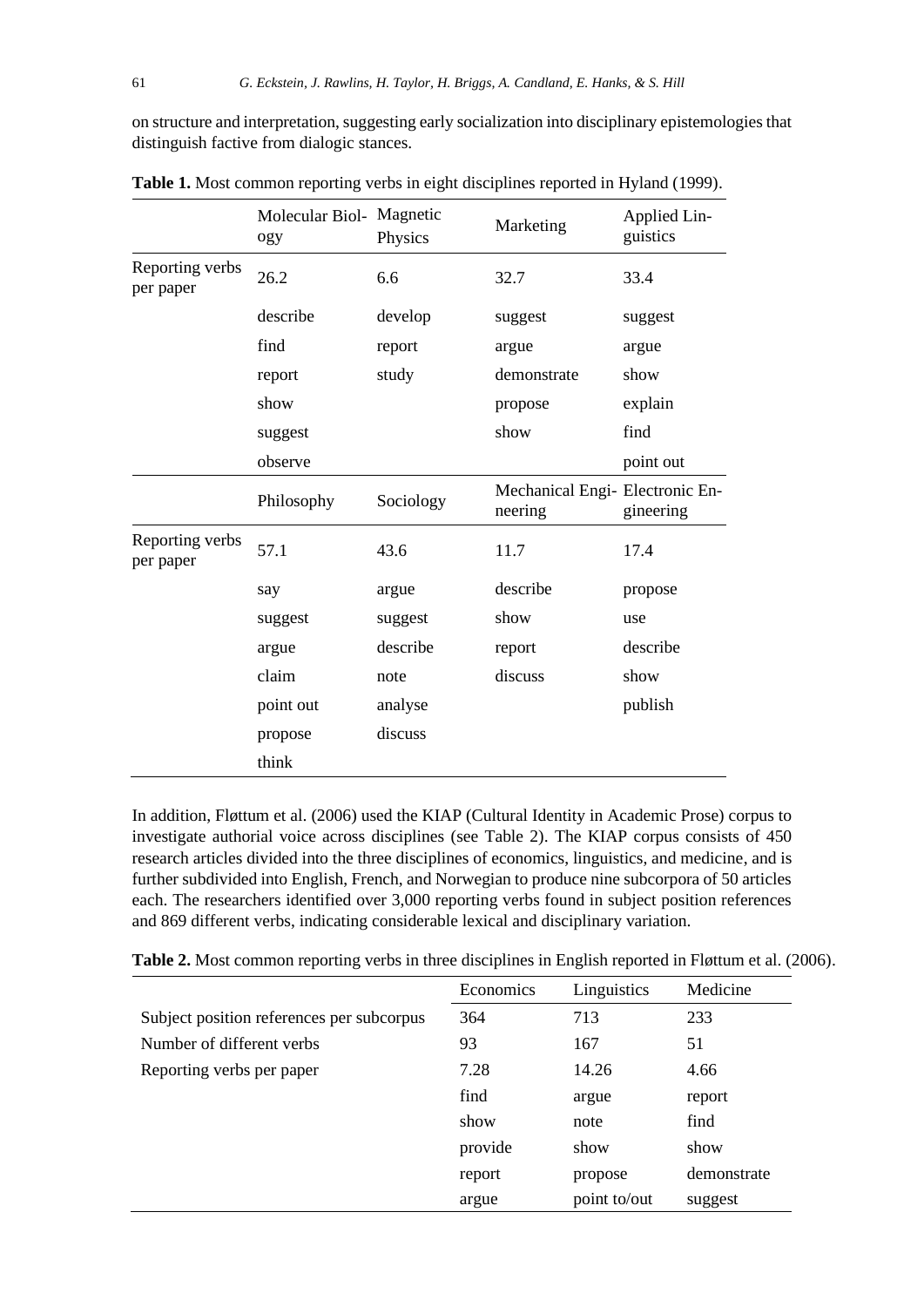on structure and interpretation, suggesting early socialization into disciplinary epistemologies that distinguish factive from dialogic stances.

**Table 1.** Most common reporting verbs in eight disciplines reported in Hyland (1999).

| | Molecular Biology | Magnetic Physics | Marketing | Applied Linguistics |
|---|---|---|---|---|
| Reporting verbs per paper | 26.2 | 6.6 | 32.7 | 33.4 |
| | describe | develop | suggest | suggest |
| | find | report | argue | argue |
| | report | study | demonstrate | show |
| | show | | propose | explain |
| | suggest | | show | find |
| | observe | | | point out |
| | **Philosophy** | **Sociology** | **Mechanical Engineering** | **Electronic Engineering** |
| Reporting verbs per paper | 57.1 | 43.6 | 11.7 | 17.4 |
| | say | argue | describe | propose |
| | suggest | suggest | show | use |
| | argue | describe | report | describe |
| | claim | note | discuss | show |
| | point out | analyse | | publish |
| | propose | discuss | | |
| | think | | | |

In addition, Fløttum et al. (2006) used the KIAP (Cultural Identity in Academic Prose) corpus to investigate authorial voice across disciplines (see Table 2). The KIAP corpus consists of 450 research articles divided into the three disciplines of economics, linguistics, and medicine, and is further subdivided into English, French, and Norwegian to produce nine subcorpora of 50 articles each. The researchers identified over 3,000 reporting verbs found in subject position references and 869 different verbs, indicating considerable lexical and disciplinary variation.

**Table 2.** Most common reporting verbs in three disciplines in English reported in Fløttum et al. (2006).

| | Economics | Linguistics | Medicine |
|---|---|---|---|
| Subject position references per subcorpus | 364 | 713 | 233 |
| Number of different verbs | 93 | 167 | 51 |
| Reporting verbs per paper | 7.28 | 14.26 | 4.66 |
| | find | argue | report |
| | show | note | find |
| | provide | show | show |
| | report | propose | demonstrate |
| | argue | point to/out | suggest |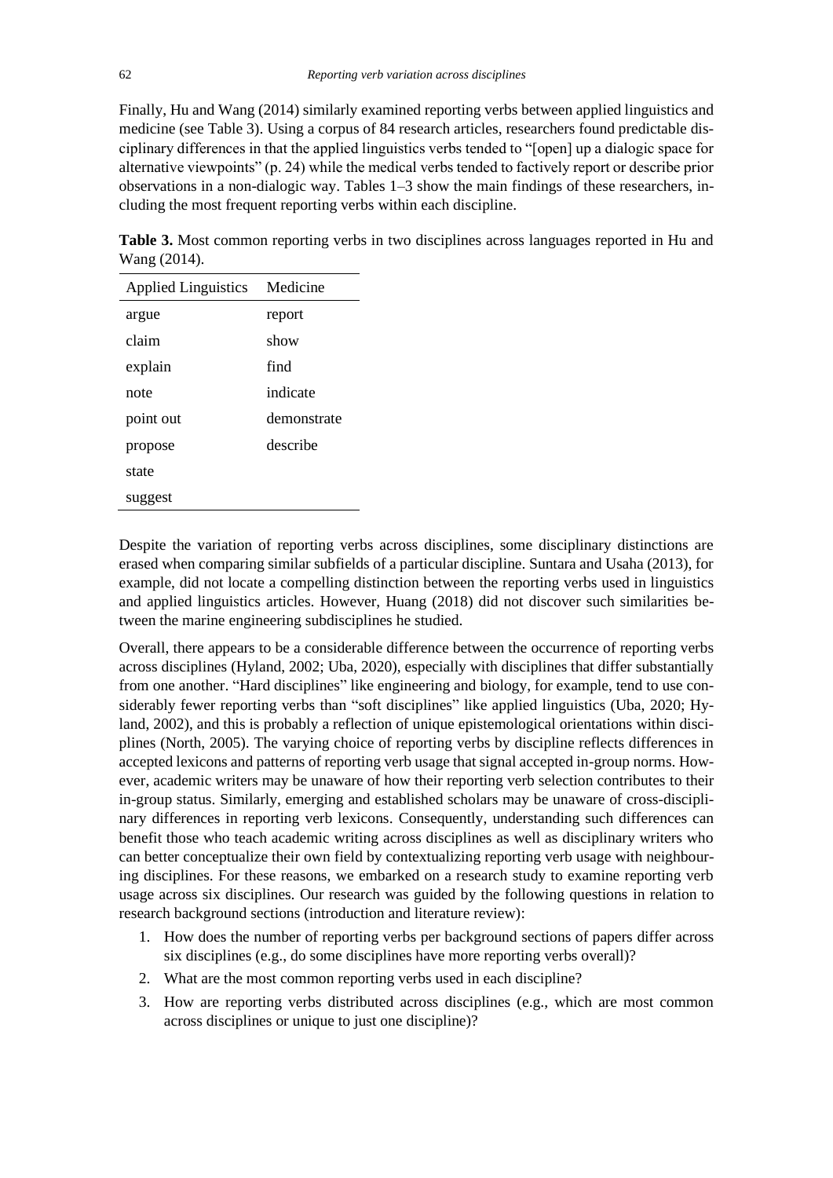Finally, Hu and Wang (2014) similarly examined reporting verbs between applied linguistics and medicine (see Table 3). Using a corpus of 84 research articles, researchers found predictable disciplinary differences in that the applied linguistics verbs tended to "[open] up a dialogic space for alternative viewpoints" (p. 24) while the medical verbs tended to factively report or describe prior observations in a non-dialogic way. Tables 1–3 show the main findings of these researchers, including the most frequent reporting verbs within each discipline.

**Table 3.** Most common reporting verbs in two disciplines across languages reported in Hu and Wang (2014).

| Applied Linguistics | Medicine |
|---|---|
| argue | report |
| claim | show |
| explain | find |
| note | indicate |
| point out | demonstrate |
| propose | describe |
| state | |
| suggest | |

Despite the variation of reporting verbs across disciplines, some disciplinary distinctions are erased when comparing similar subfields of a particular discipline. Suntara and Usaha (2013), for example, did not locate a compelling distinction between the reporting verbs used in linguistics and applied linguistics articles. However, Huang (2018) did not discover such similarities between the marine engineering subdisciplines he studied.

Overall, there appears to be a considerable difference between the occurrence of reporting verbs across disciplines (Hyland, 2002; Uba, 2020), especially with disciplines that differ substantially from one another. "Hard disciplines" like engineering and biology, for example, tend to use considerably fewer reporting verbs than "soft disciplines" like applied linguistics (Uba, 2020; Hyland, 2002), and this is probably a reflection of unique epistemological orientations within disciplines (North, 2005). The varying choice of reporting verbs by discipline reflects differences in accepted lexicons and patterns of reporting verb usage that signal accepted in-group norms. However, academic writers may be unaware of how their reporting verb selection contributes to their in-group status. Similarly, emerging and established scholars may be unaware of cross-disciplinary differences in reporting verb lexicons. Consequently, understanding such differences can benefit those who teach academic writing across disciplines as well as disciplinary writers who can better conceptualize their own field by contextualizing reporting verb usage with neighbouring disciplines. For these reasons, we embarked on a research study to examine reporting verb usage across six disciplines. Our research was guided by the following questions in relation to research background sections (introduction and literature review):

1. How does the number of reporting verbs per background sections of papers differ across six disciplines (e.g., do some disciplines have more reporting verbs overall)?
2. What are the most common reporting verbs used in each discipline?
3. How are reporting verbs distributed across disciplines (e.g., which are most common across disciplines or unique to just one discipline)?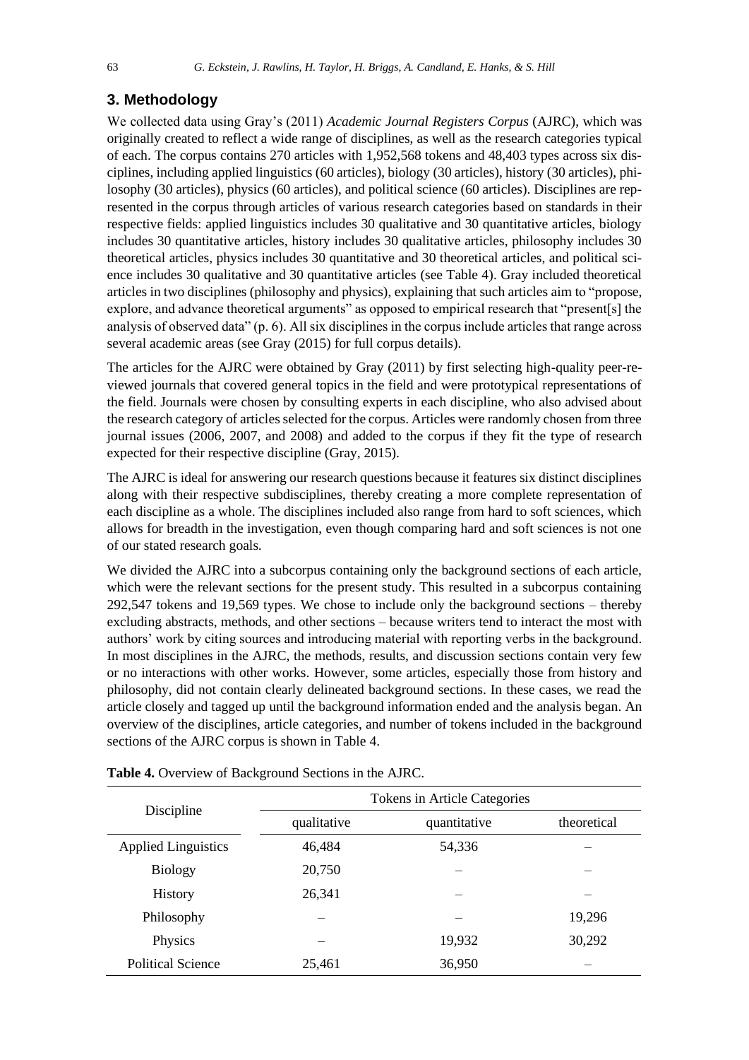## 3. Methodology

We collected data using Gray's (2011) *Academic Journal Registers Corpus* (AJRC), which was originally created to reflect a wide range of disciplines, as well as the research categories typical of each. The corpus contains 270 articles with 1,952,568 tokens and 48,403 types across six disciplines, including applied linguistics (60 articles), biology (30 articles), history (30 articles), philosophy (30 articles), physics (60 articles), and political science (60 articles). Disciplines are represented in the corpus through articles of various research categories based on standards in their respective fields: applied linguistics includes 30 qualitative and 30 quantitative articles, biology includes 30 quantitative articles, history includes 30 qualitative articles, philosophy includes 30 theoretical articles, physics includes 30 quantitative and 30 theoretical articles, and political science includes 30 qualitative and 30 quantitative articles (see Table 4). Gray included theoretical articles in two disciplines (philosophy and physics), explaining that such articles aim to "propose, explore, and advance theoretical arguments" as opposed to empirical research that "present[s] the analysis of observed data" (p. 6). All six disciplines in the corpus include articles that range across several academic areas (see Gray (2015) for full corpus details).

The articles for the AJRC were obtained by Gray (2011) by first selecting high-quality peer-reviewed journals that covered general topics in the field and were prototypical representations of the field. Journals were chosen by consulting experts in each discipline, who also advised about the research category of articles selected for the corpus. Articles were randomly chosen from three journal issues (2006, 2007, and 2008) and added to the corpus if they fit the type of research expected for their respective discipline (Gray, 2015).

The AJRC is ideal for answering our research questions because it features six distinct disciplines along with their respective subdisciplines, thereby creating a more complete representation of each discipline as a whole. The disciplines included also range from hard to soft sciences, which allows for breadth in the investigation, even though comparing hard and soft sciences is not one of our stated research goals.

We divided the AJRC into a subcorpus containing only the background sections of each article, which were the relevant sections for the present study. This resulted in a subcorpus containing 292,547 tokens and 19,569 types. We chose to include only the background sections – thereby excluding abstracts, methods, and other sections – because writers tend to interact the most with authors' work by citing sources and introducing material with reporting verbs in the background. In most disciplines in the AJRC, the methods, results, and discussion sections contain very few or no interactions with other works. However, some articles, especially those from history and philosophy, did not contain clearly delineated background sections. In these cases, we read the article closely and tagged up until the background information ended and the analysis began. An overview of the disciplines, article categories, and number of tokens included in the background sections of the AJRC corpus is shown in Table 4.

**Table 4.** Overview of Background Sections in the AJRC.

| Discipline | Tokens in Article Categories | | |
|---|---|---|---|
| | qualitative | quantitative | theoretical |
| Applied Linguistics | 46,484 | 54,336 | – |
| Biology | 20,750 | – | – |
| History | 26,341 | – | – |
| Philosophy | – | – | 19,296 |
| Physics | – | 19,932 | 30,292 |
| Political Science | 25,461 | 36,950 | – |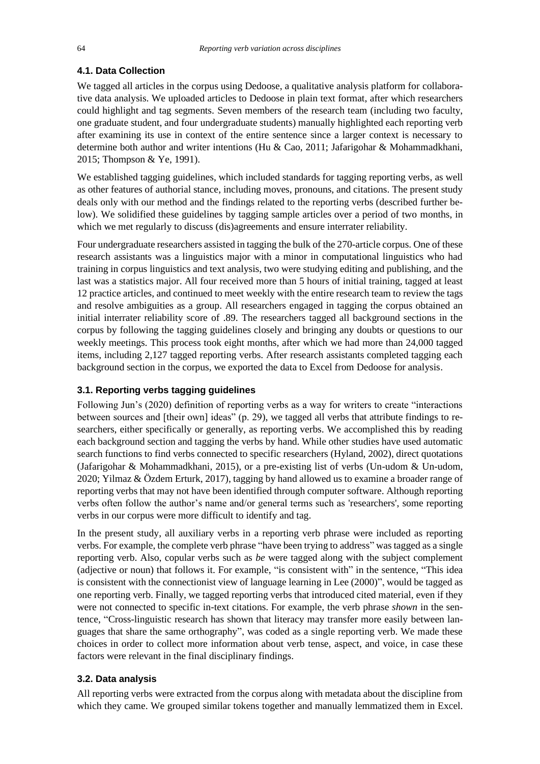### 4.1. Data Collection

We tagged all articles in the corpus using Dedoose, a qualitative analysis platform for collaborative data analysis. We uploaded articles to Dedoose in plain text format, after which researchers could highlight and tag segments. Seven members of the research team (including two faculty, one graduate student, and four undergraduate students) manually highlighted each reporting verb after examining its use in context of the entire sentence since a larger context is necessary to determine both author and writer intentions (Hu & Cao, 2011; Jafarigohar & Mohammadkhani, 2015; Thompson & Ye, 1991).

We established tagging guidelines, which included standards for tagging reporting verbs, as well as other features of authorial stance, including moves, pronouns, and citations. The present study deals only with our method and the findings related to the reporting verbs (described further below). We solidified these guidelines by tagging sample articles over a period of two months, in which we met regularly to discuss (dis)agreements and ensure interrater reliability.

Four undergraduate researchers assisted in tagging the bulk of the 270-article corpus. One of these research assistants was a linguistics major with a minor in computational linguistics who had training in corpus linguistics and text analysis, two were studying editing and publishing, and the last was a statistics major. All four received more than 5 hours of initial training, tagged at least 12 practice articles, and continued to meet weekly with the entire research team to review the tags and resolve ambiguities as a group. All researchers engaged in tagging the corpus obtained an initial interrater reliability score of .89. The researchers tagged all background sections in the corpus by following the tagging guidelines closely and bringing any doubts or questions to our weekly meetings. This process took eight months, after which we had more than 24,000 tagged items, including 2,127 tagged reporting verbs. After research assistants completed tagging each background section in the corpus, we exported the data to Excel from Dedoose for analysis.

### 3.1. Reporting verbs tagging guidelines

Following Jun's (2020) definition of reporting verbs as a way for writers to create "interactions between sources and [their own] ideas" (p. 29), we tagged all verbs that attribute findings to researchers, either specifically or generally, as reporting verbs. We accomplished this by reading each background section and tagging the verbs by hand. While other studies have used automatic search functions to find verbs connected to specific researchers (Hyland, 2002), direct quotations (Jafarigohar & Mohammadkhani, 2015), or a pre-existing list of verbs (Un-udom & Un-udom, 2020; Yilmaz & Özdem Erturk, 2017), tagging by hand allowed us to examine a broader range of reporting verbs that may not have been identified through computer software. Although reporting verbs often follow the author's name and/or general terms such as 'researchers', some reporting verbs in our corpus were more difficult to identify and tag.

In the present study, all auxiliary verbs in a reporting verb phrase were included as reporting verbs. For example, the complete verb phrase "have been trying to address" was tagged as a single reporting verb. Also, copular verbs such as *be* were tagged along with the subject complement (adjective or noun) that follows it. For example, "is consistent with" in the sentence, "This idea is consistent with the connectionist view of language learning in Lee (2000)", would be tagged as one reporting verb. Finally, we tagged reporting verbs that introduced cited material, even if they were not connected to specific in-text citations. For example, the verb phrase *shown* in the sentence, "Cross-linguistic research has shown that literacy may transfer more easily between languages that share the same orthography", was coded as a single reporting verb. We made these choices in order to collect more information about verb tense, aspect, and voice, in case these factors were relevant in the final disciplinary findings.

### 3.2. Data analysis

All reporting verbs were extracted from the corpus along with metadata about the discipline from which they came. We grouped similar tokens together and manually lemmatized them in Excel.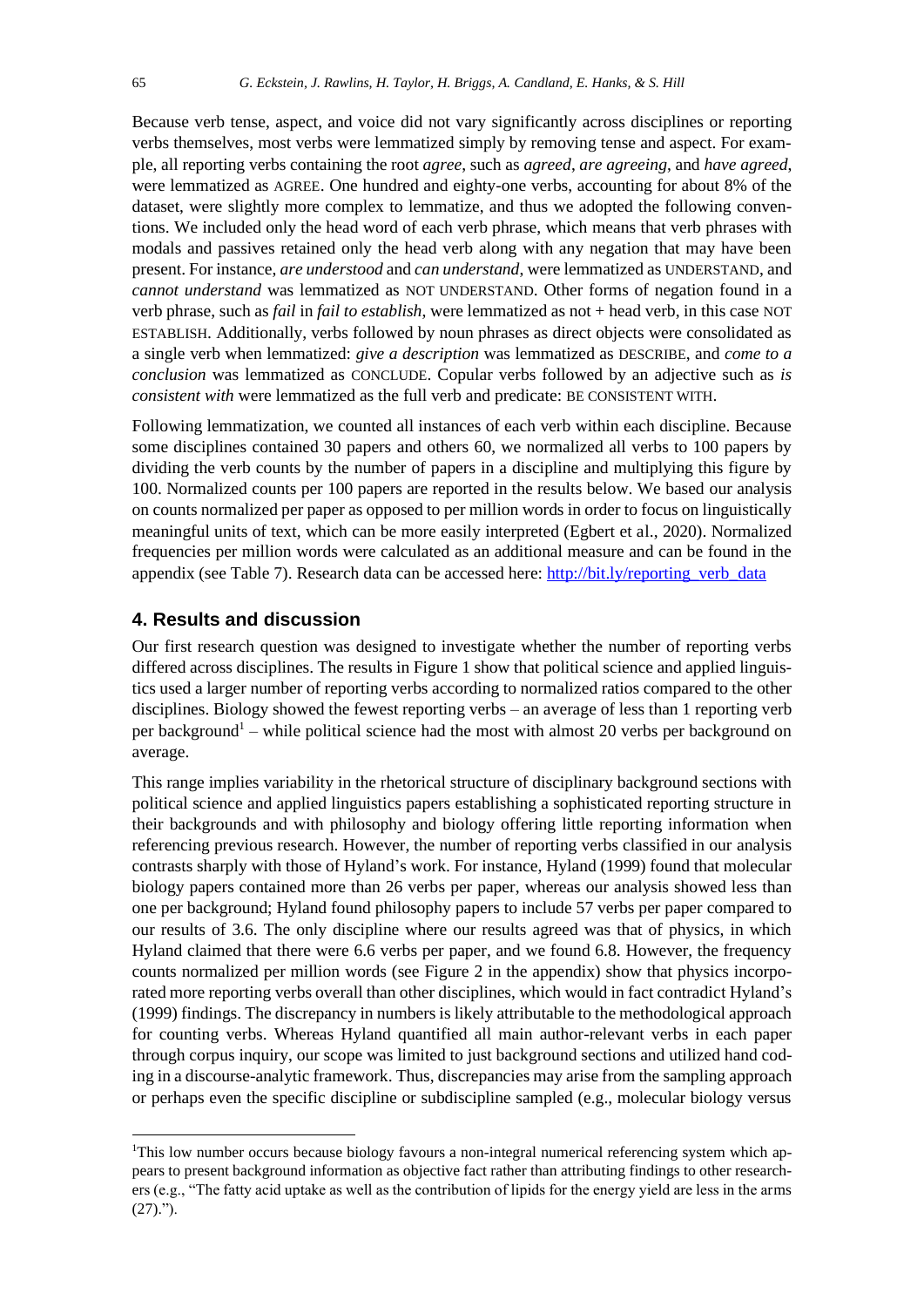Because verb tense, aspect, and voice did not vary significantly across disciplines or reporting verbs themselves, most verbs were lemmatized simply by removing tense and aspect. For example, all reporting verbs containing the root *agree*, such as *agreed*, *are agreeing*, and *have agreed*, were lemmatized as AGREE. One hundred and eighty-one verbs, accounting for about 8% of the dataset, were slightly more complex to lemmatize, and thus we adopted the following conventions. We included only the head word of each verb phrase, which means that verb phrases with modals and passives retained only the head verb along with any negation that may have been present. For instance, *are understood* and *can understand*, were lemmatized as UNDERSTAND, and *cannot understand* was lemmatized as NOT UNDERSTAND. Other forms of negation found in a verb phrase, such as *fail* in *fail to establish*, were lemmatized as not + head verb, in this case NOT ESTABLISH. Additionally, verbs followed by noun phrases as direct objects were consolidated as a single verb when lemmatized: *give a description* was lemmatized as DESCRIBE, and *come to a conclusion* was lemmatized as CONCLUDE. Copular verbs followed by an adjective such as *is consistent with* were lemmatized as the full verb and predicate: BE CONSISTENT WITH.

Following lemmatization, we counted all instances of each verb within each discipline. Because some disciplines contained 30 papers and others 60, we normalized all verbs to 100 papers by dividing the verb counts by the number of papers in a discipline and multiplying this figure by 100. Normalized counts per 100 papers are reported in the results below. We based our analysis on counts normalized per paper as opposed to per million words in order to focus on linguistically meaningful units of text, which can be more easily interpreted (Egbert et al., 2020). Normalized frequencies per million words were calculated as an additional measure and can be found in the appendix (see Table 7). Research data can be accessed here: http://bit.ly/reporting_verb_data

## 4. Results and discussion

Our first research question was designed to investigate whether the number of reporting verbs differed across disciplines. The results in Figure 1 show that political science and applied linguistics used a larger number of reporting verbs according to normalized ratios compared to the other disciplines. Biology showed the fewest reporting verbs – an average of less than 1 reporting verb per background[1] – while political science had the most with almost 20 verbs per background on average.

This range implies variability in the rhetorical structure of disciplinary background sections with political science and applied linguistics papers establishing a sophisticated reporting structure in their backgrounds and with philosophy and biology offering little reporting information when referencing previous research. However, the number of reporting verbs classified in our analysis contrasts sharply with those of Hyland's work. For instance, Hyland (1999) found that molecular biology papers contained more than 26 verbs per paper, whereas our analysis showed less than one per background; Hyland found philosophy papers to include 57 verbs per paper compared to our results of 3.6. The only discipline where our results agreed was that of physics, in which Hyland claimed that there were 6.6 verbs per paper, and we found 6.8. However, the frequency counts normalized per million words (see Figure 2 in the appendix) show that physics incorporated more reporting verbs overall than other disciplines, which would in fact contradict Hyland's (1999) findings. The discrepancy in numbers is likely attributable to the methodological approach for counting verbs. Whereas Hyland quantified all main author-relevant verbs in each paper through corpus inquiry, our scope was limited to just background sections and utilized hand coding in a discourse-analytic framework. Thus, discrepancies may arise from the sampling approach or perhaps even the specific discipline or subdiscipline sampled (e.g., molecular biology versus

[1] This low number occurs because biology favours a non-integral numerical referencing system which appears to present background information as objective fact rather than attributing findings to other researchers (e.g., "The fatty acid uptake as well as the contribution of lipids for the energy yield are less in the arms (27).").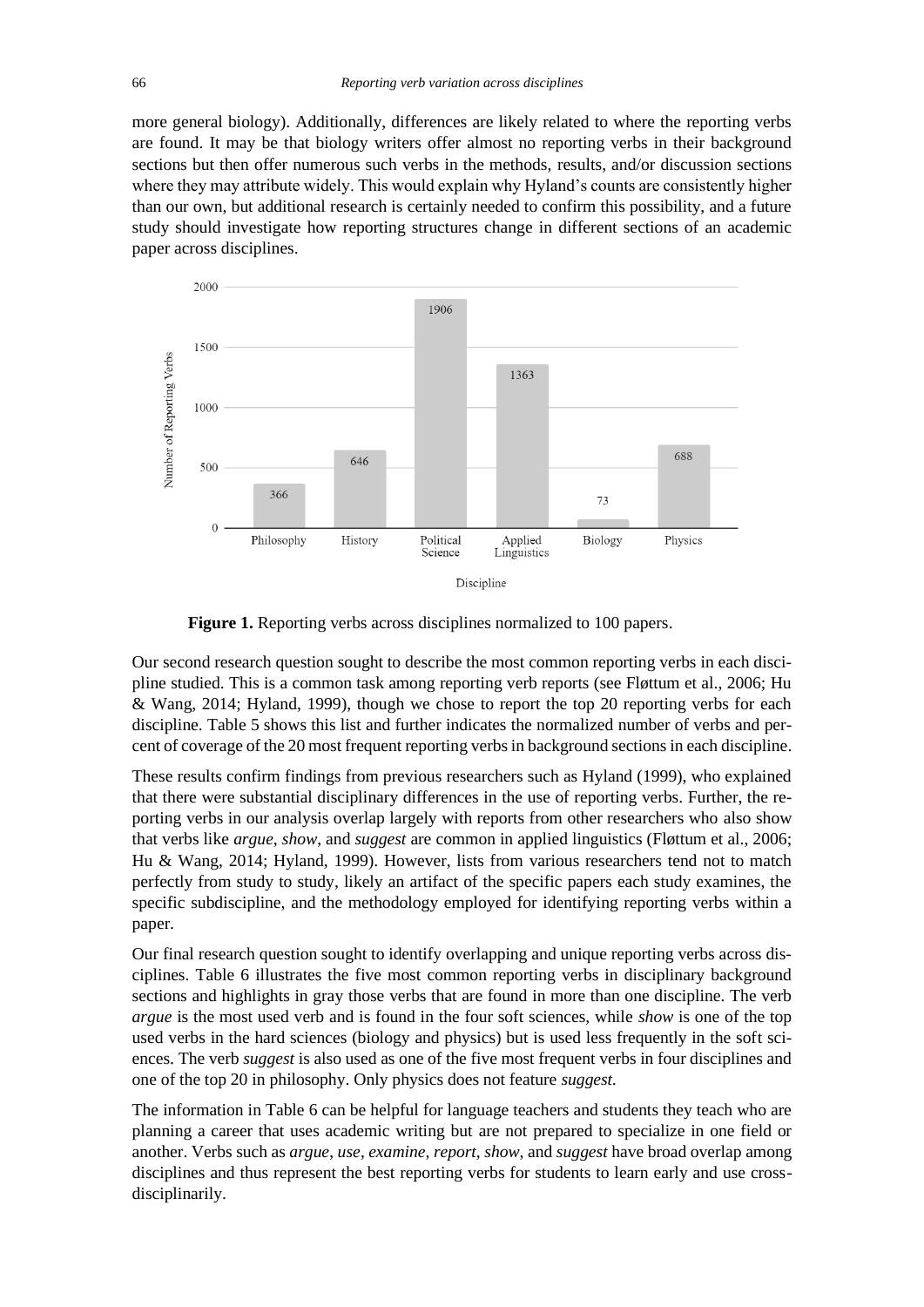more general biology). Additionally, differences are likely related to where the reporting verbs are found. It may be that biology writers offer almost no reporting verbs in their background sections but then offer numerous such verbs in the methods, results, and/or discussion sections where they may attribute widely. This would explain why Hyland's counts are consistently higher than our own, but additional research is certainly needed to confirm this possibility, and a future study should investigate how reporting structures change in different sections of an academic paper across disciplines.

| Discipline | Number of Reporting Verbs |
|---|---|
| Philosophy | 366 |
| History | 646 |
| Political Science | 1906 |
| Applied Linguistics | 1363 |
| Biology | 73 |
| Physics | 688 |

**Figure 1.** Reporting verbs across disciplines normalized to 100 papers.

Our second research question sought to describe the most common reporting verbs in each discipline studied. This is a common task among reporting verb reports (see Fløttum et al., 2006; Hu & Wang, 2014; Hyland, 1999), though we chose to report the top 20 reporting verbs for each discipline. Table 5 shows this list and further indicates the normalized number of verbs and percent of coverage of the 20 most frequent reporting verbs in background sections in each discipline.

These results confirm findings from previous researchers such as Hyland (1999), who explained that there were substantial disciplinary differences in the use of reporting verbs. Further, the reporting verbs in our analysis overlap largely with reports from other researchers who also show that verbs like *argue*, *show*, and *suggest* are common in applied linguistics (Fløttum et al., 2006; Hu & Wang, 2014; Hyland, 1999). However, lists from various researchers tend not to match perfectly from study to study, likely an artifact of the specific papers each study examines, the specific subdiscipline, and the methodology employed for identifying reporting verbs within a paper.

Our final research question sought to identify overlapping and unique reporting verbs across disciplines. Table 6 illustrates the five most common reporting verbs in disciplinary background sections and highlights in gray those verbs that are found in more than one discipline. The verb *argue* is the most used verb and is found in the four soft sciences, while *show* is one of the top used verbs in the hard sciences (biology and physics) but is used less frequently in the soft sciences. The verb *suggest* is also used as one of the five most frequent verbs in four disciplines and one of the top 20 in philosophy. Only physics does not feature *suggest.*

The information in Table 6 can be helpful for language teachers and students they teach who are planning a career that uses academic writing but are not prepared to specialize in one field or another. Verbs such as *argue*, *use*, *examine*, *report*, *show*, and *suggest* have broad overlap among disciplines and thus represent the best reporting verbs for students to learn early and use cross-disciplinarily.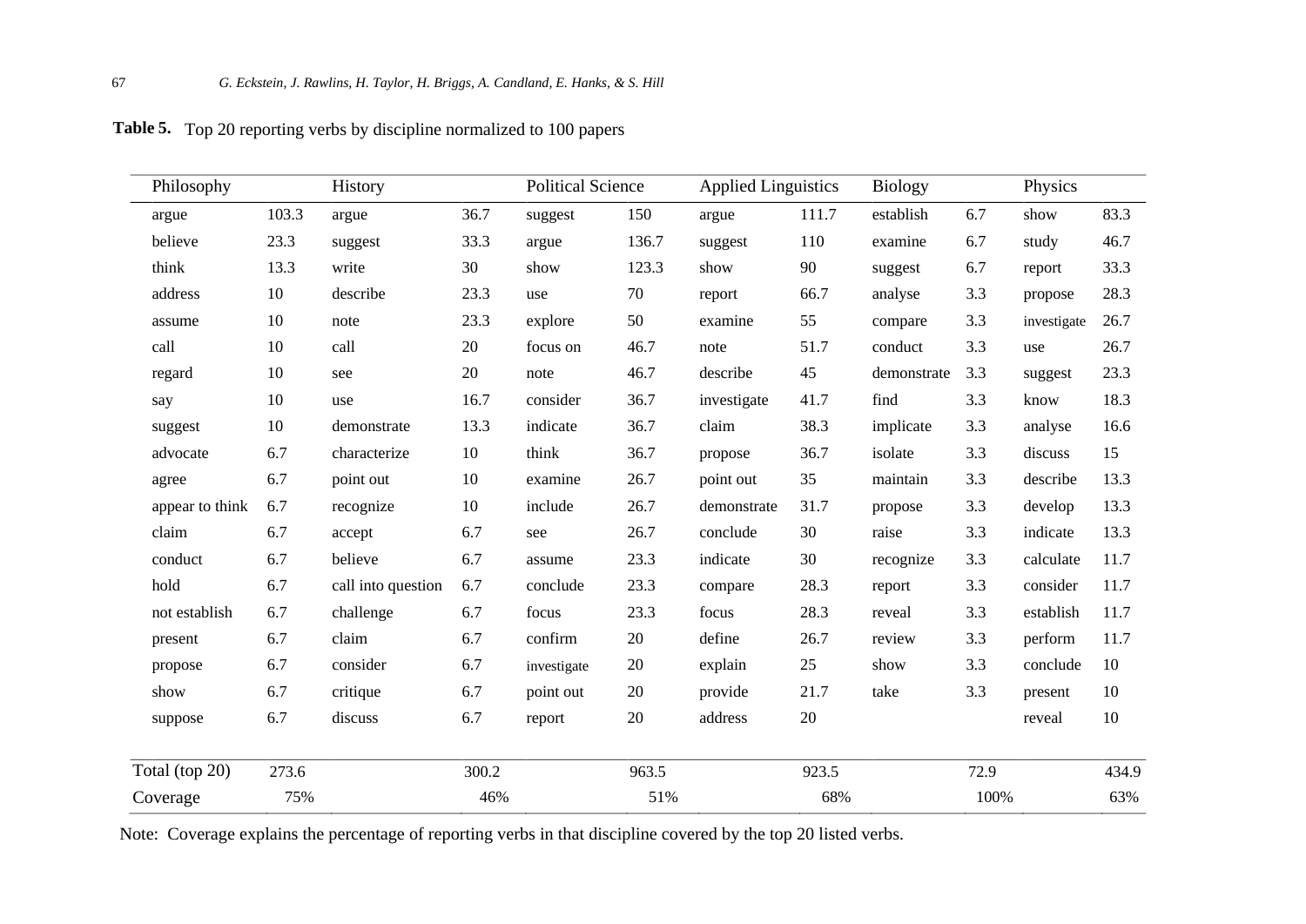**Table 5.** Top 20 reporting verbs by discipline normalized to 100 papers

| Philosophy | | History | | Political Science | | Applied Linguistics | | Biology | | Physics | |
|---|---|---|---|---|---|---|---|---|---|---|---|
| argue | 103.3 | argue | 36.7 | suggest | 150 | argue | 111.7 | establish | 6.7 | show | 83.3 |
| believe | 23.3 | suggest | 33.3 | argue | 136.7 | suggest | 110 | examine | 6.7 | study | 46.7 |
| think | 13.3 | write | 30 | show | 123.3 | show | 90 | suggest | 6.7 | report | 33.3 |
| address | 10 | describe | 23.3 | use | 70 | report | 66.7 | analyse | 3.3 | propose | 28.3 |
| assume | 10 | note | 23.3 | explore | 50 | examine | 55 | compare | 3.3 | investigate | 26.7 |
| call | 10 | call | 20 | focus on | 46.7 | note | 51.7 | conduct | 3.3 | use | 26.7 |
| regard | 10 | see | 20 | note | 46.7 | describe | 45 | demonstrate | 3.3 | suggest | 23.3 |
| say | 10 | use | 16.7 | consider | 36.7 | investigate | 41.7 | find | 3.3 | know | 18.3 |
| suggest | 10 | demonstrate | 13.3 | indicate | 36.7 | claim | 38.3 | implicate | 3.3 | analyse | 16.6 |
| advocate | 6.7 | characterize | 10 | think | 36.7 | propose | 36.7 | isolate | 3.3 | discuss | 15 |
| agree | 6.7 | point out | 10 | examine | 26.7 | point out | 35 | maintain | 3.3 | describe | 13.3 |
| appear to think | 6.7 | recognize | 10 | include | 26.7 | demonstrate | 31.7 | propose | 3.3 | develop | 13.3 |
| claim | 6.7 | accept | 6.7 | see | 26.7 | conclude | 30 | raise | 3.3 | indicate | 13.3 |
| conduct | 6.7 | believe | 6.7 | assume | 23.3 | indicate | 30 | recognize | 3.3 | calculate | 11.7 |
| hold | 6.7 | call into question | 6.7 | conclude | 23.3 | compare | 28.3 | report | 3.3 | consider | 11.7 |
| not establish | 6.7 | challenge | 6.7 | focus | 23.3 | focus | 28.3 | reveal | 3.3 | establish | 11.7 |
| present | 6.7 | claim | 6.7 | confirm | 20 | define | 26.7 | review | 3.3 | perform | 11.7 |
| propose | 6.7 | consider | 6.7 | investigate | 20 | explain | 25 | show | 3.3 | conclude | 10 |
| show | 6.7 | critique | 6.7 | point out | 20 | provide | 21.7 | take | 3.3 | present | 10 |
| suppose | 6.7 | discuss | 6.7 | report | 20 | address | 20 | | | reveal | 10 |
| Total (top 20) | 273.6 | | 300.2 | | 963.5 | | 923.5 | | 72.9 | | 434.9 |
| Coverage | 75% | | 46% | | 51% | | 68% | | 100% | | 63% |

Note: Coverage explains the percentage of reporting verbs in that discipline covered by the top 20 listed verbs.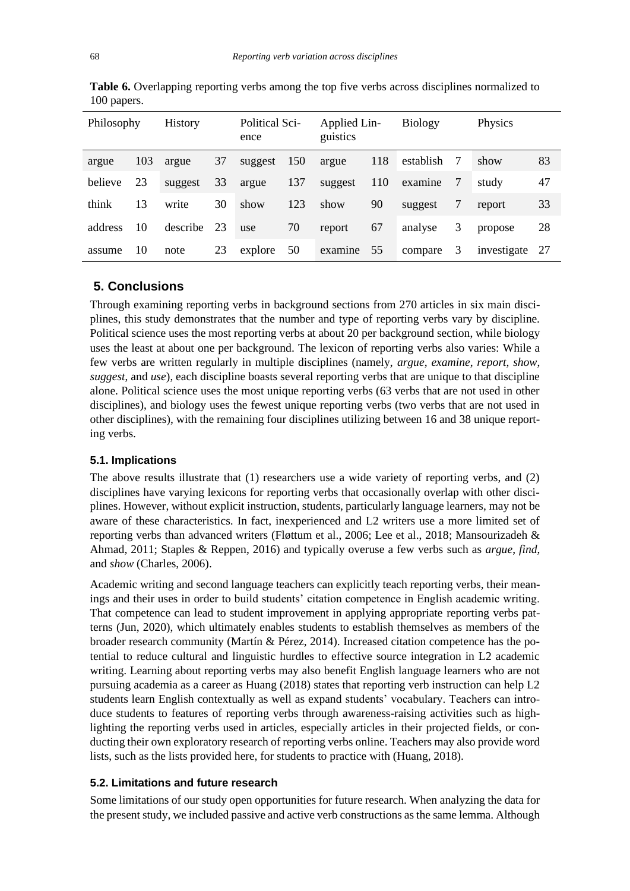**Table 6.** Overlapping reporting verbs among the top five verbs across disciplines normalized to 100 papers.

| Philosophy | | History | | Political Science | | Applied Linguistics | | Biology | | Physics | |
|---|---|---|---|---|---|---|---|---|---|---|---|
| argue | 103 | argue | 37 | suggest | 150 | argue | 118 | establish | 7 | show | 83 |
| believe | 23 | suggest | 33 | argue | 137 | suggest | 110 | examine | 7 | study | 47 |
| think | 13 | write | 30 | show | 123 | show | 90 | suggest | 7 | report | 33 |
| address | 10 | describe | 23 | use | 70 | report | 67 | analyse | 3 | propose | 28 |
| assume | 10 | note | 23 | explore | 50 | examine | 55 | compare | 3 | investigate | 27 |

## 5. Conclusions

Through examining reporting verbs in background sections from 270 articles in six main disciplines, this study demonstrates that the number and type of reporting verbs vary by discipline. Political science uses the most reporting verbs at about 20 per background section, while biology uses the least at about one per background. The lexicon of reporting verbs also varies: While a few verbs are written regularly in multiple disciplines (namely, *argue*, *examine*, *report*, *show*, *suggest*, and *use*), each discipline boasts several reporting verbs that are unique to that discipline alone. Political science uses the most unique reporting verbs (63 verbs that are not used in other disciplines), and biology uses the fewest unique reporting verbs (two verbs that are not used in other disciplines), with the remaining four disciplines utilizing between 16 and 38 unique reporting verbs.

### 5.1. Implications

The above results illustrate that (1) researchers use a wide variety of reporting verbs, and (2) disciplines have varying lexicons for reporting verbs that occasionally overlap with other disciplines. However, without explicit instruction, students, particularly language learners, may not be aware of these characteristics. In fact, inexperienced and L2 writers use a more limited set of reporting verbs than advanced writers (Fløttum et al., 2006; Lee et al., 2018; Mansourizadeh & Ahmad, 2011; Staples & Reppen, 2016) and typically overuse a few verbs such as *argue*, *find*, and *show* (Charles, 2006).

Academic writing and second language teachers can explicitly teach reporting verbs, their meanings and their uses in order to build students' citation competence in English academic writing. That competence can lead to student improvement in applying appropriate reporting verbs patterns (Jun, 2020), which ultimately enables students to establish themselves as members of the broader research community (Martín & Pérez, 2014). Increased citation competence has the potential to reduce cultural and linguistic hurdles to effective source integration in L2 academic writing. Learning about reporting verbs may also benefit English language learners who are not pursuing academia as a career as Huang (2018) states that reporting verb instruction can help L2 students learn English contextually as well as expand students' vocabulary. Teachers can introduce students to features of reporting verbs through awareness-raising activities such as highlighting the reporting verbs used in articles, especially articles in their projected fields, or conducting their own exploratory research of reporting verbs online. Teachers may also provide word lists, such as the lists provided here, for students to practice with (Huang, 2018).

### 5.2. Limitations and future research

Some limitations of our study open opportunities for future research. When analyzing the data for the present study, we included passive and active verb constructions as the same lemma. Although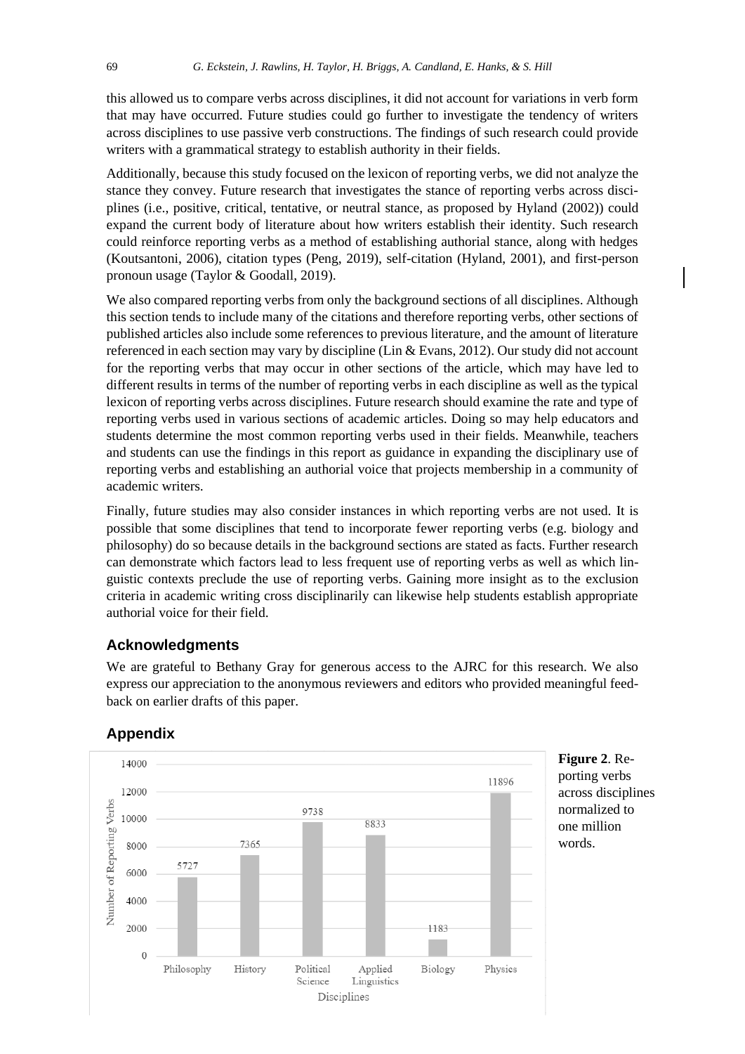this allowed us to compare verbs across disciplines, it did not account for variations in verb form that may have occurred. Future studies could go further to investigate the tendency of writers across disciplines to use passive verb constructions. The findings of such research could provide writers with a grammatical strategy to establish authority in their fields.

Additionally, because this study focused on the lexicon of reporting verbs, we did not analyze the stance they convey. Future research that investigates the stance of reporting verbs across disciplines (i.e., positive, critical, tentative, or neutral stance, as proposed by Hyland (2002)) could expand the current body of literature about how writers establish their identity. Such research could reinforce reporting verbs as a method of establishing authorial stance, along with hedges (Koutsantoni, 2006), citation types (Peng, 2019), self-citation (Hyland, 2001), and first-person pronoun usage (Taylor & Goodall, 2019).

We also compared reporting verbs from only the background sections of all disciplines. Although this section tends to include many of the citations and therefore reporting verbs, other sections of published articles also include some references to previous literature, and the amount of literature referenced in each section may vary by discipline (Lin & Evans, 2012). Our study did not account for the reporting verbs that may occur in other sections of the article, which may have led to different results in terms of the number of reporting verbs in each discipline as well as the typical lexicon of reporting verbs across disciplines. Future research should examine the rate and type of reporting verbs used in various sections of academic articles. Doing so may help educators and students determine the most common reporting verbs used in their fields. Meanwhile, teachers and students can use the findings in this report as guidance in expanding the disciplinary use of reporting verbs and establishing an authorial voice that projects membership in a community of academic writers.

Finally, future studies may also consider instances in which reporting verbs are not used. It is possible that some disciplines that tend to incorporate fewer reporting verbs (e.g. biology and philosophy) do so because details in the background sections are stated as facts. Further research can demonstrate which factors lead to less frequent use of reporting verbs as well as which linguistic contexts preclude the use of reporting verbs. Gaining more insight as to the exclusion criteria in academic writing cross disciplinarily can likewise help students establish appropriate authorial voice for their field.

## Acknowledgments

We are grateful to Bethany Gray for generous access to the AJRC for this research. We also express our appreciation to the anonymous reviewers and editors who provided meaningful feedback on earlier drafts of this paper.

## Appendix

| Discipline | Number of Reporting Verbs |
|---|---|
| Philosophy | 5727 |
| History | 7365 |
| Political Science | 9738 |
| Applied Linguistics | 8833 |
| Biology | 1183 |
| Physics | 11896 |

**Figure 2**. Reporting verbs across disciplines normalized to one million words.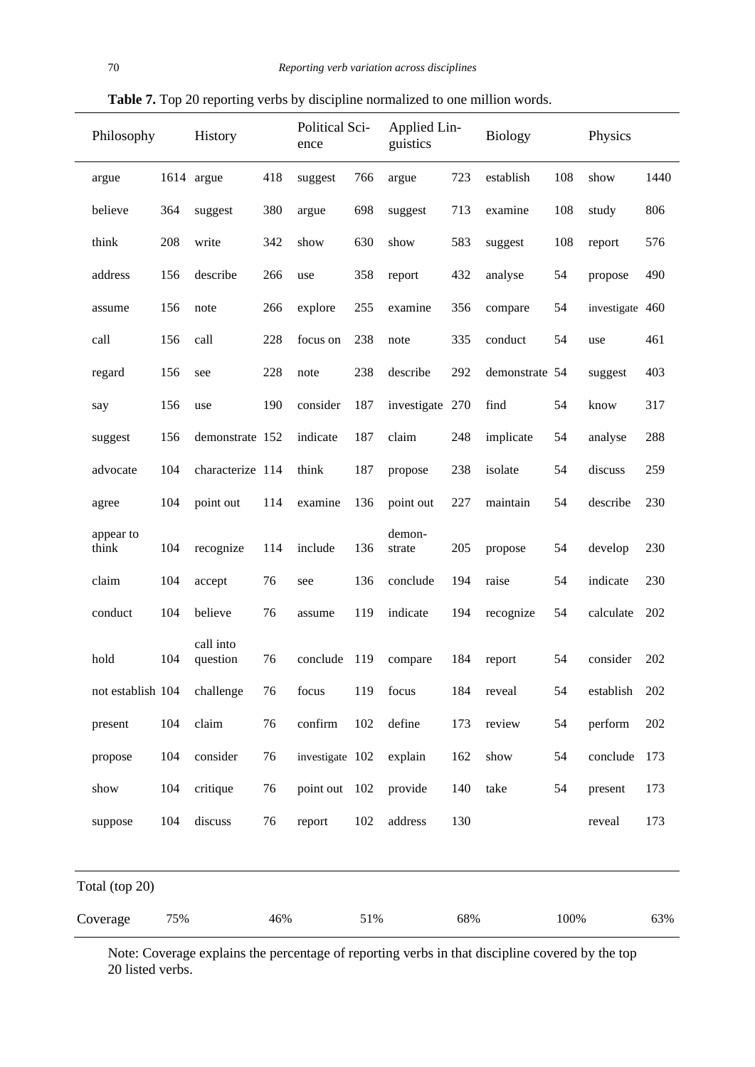**Table 7.** Top 20 reporting verbs by discipline normalized to one million words.

| Philosophy | | History | | Political Science | | Applied Linguistics | | Biology | | Physics | |
|---|---|---|---|---|---|---|---|---|---|---|---|
| argue | 1614 | argue | 418 | suggest | 766 | argue | 723 | establish | 108 | show | 1440 |
| believe | 364 | suggest | 380 | argue | 698 | suggest | 713 | examine | 108 | study | 806 |
| think | 208 | write | 342 | show | 630 | show | 583 | suggest | 108 | report | 576 |
| address | 156 | describe | 266 | use | 358 | report | 432 | analyse | 54 | propose | 490 |
| assume | 156 | note | 266 | explore | 255 | examine | 356 | compare | 54 | investigate | 460 |
| call | 156 | call | 228 | focus on | 238 | note | 335 | conduct | 54 | use | 461 |
| regard | 156 | see | 228 | note | 238 | describe | 292 | demonstrate | 54 | suggest | 403 |
| say | 156 | use | 190 | consider | 187 | investigate | 270 | find | 54 | know | 317 |
| suggest | 156 | demonstrate | 152 | indicate | 187 | claim | 248 | implicate | 54 | analyse | 288 |
| advocate | 104 | characterize | 114 | think | 187 | propose | 238 | isolate | 54 | discuss | 259 |
| agree | 104 | point out | 114 | examine | 136 | point out | 227 | maintain | 54 | describe | 230 |
| appear to think | 104 | recognize | 114 | include | 136 | demonstrate | 205 | propose | 54 | develop | 230 |
| claim | 104 | accept | 76 | see | 136 | conclude | 194 | raise | 54 | indicate | 230 |
| conduct | 104 | believe | 76 | assume | 119 | indicate | 194 | recognize | 54 | calculate | 202 |
| hold | 104 | call into question | 76 | conclude | 119 | compare | 184 | report | 54 | consider | 202 |
| not establish | 104 | challenge | 76 | focus | 119 | focus | 184 | reveal | 54 | establish | 202 |
| present | 104 | claim | 76 | confirm | 102 | define | 173 | review | 54 | perform | 202 |
| propose | 104 | consider | 76 | investigate | 102 | explain | 162 | show | 54 | conclude | 173 |
| show | 104 | critique | 76 | point out | 102 | provide | 140 | take | 54 | present | 173 |
| suppose | 104 | discuss | 76 | report | 102 | address | 130 | | | reveal | 173 |
| Total (top 20) | | | | | | | | | | | |
| Coverage | 75% | | 46% | | 51% | | 68% | | 100% | | 63% |

Note: Coverage explains the percentage of reporting verbs in that discipline covered by the top 20 listed verbs.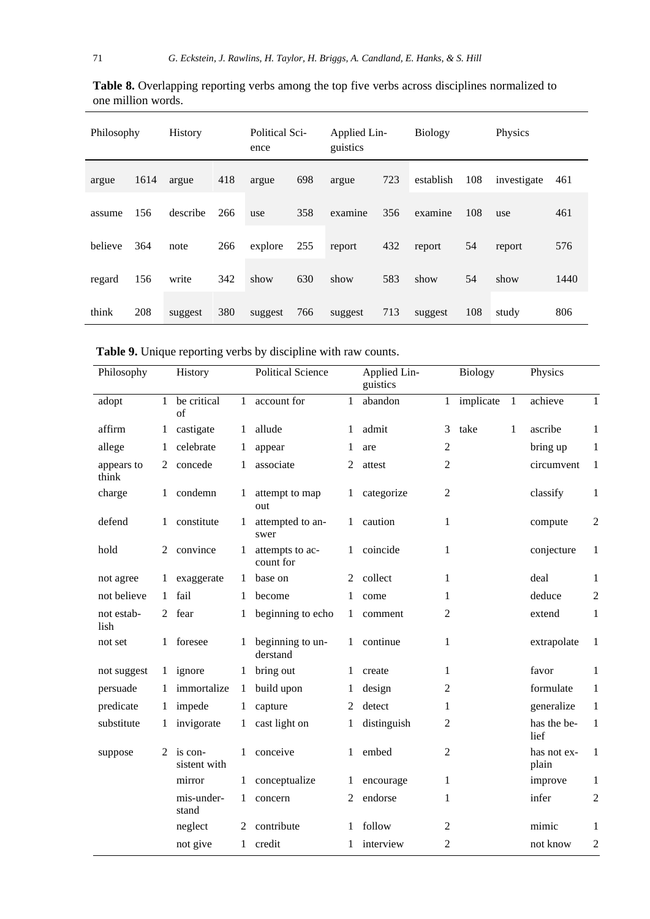**Table 8.** Overlapping reporting verbs among the top five verbs across disciplines normalized to one million words.

| Philosophy | | History | | Political Science | | Applied Linguistics | | Biology | | Physics | |
|---|---|---|---|---|---|---|---|---|---|---|---|
| argue | 1614 | argue | 418 | argue | 698 | argue | 723 | establish | 108 | investigate | 461 |
| assume | 156 | describe | 266 | use | 358 | examine | 356 | examine | 108 | use | 461 |
| believe | 364 | note | 266 | explore | 255 | report | 432 | report | 54 | report | 576 |
| regard | 156 | write | 342 | show | 630 | show | 583 | show | 54 | show | 1440 |
| think | 208 | suggest | 380 | suggest | 766 | suggest | 713 | suggest | 108 | study | 806 |

**Table 9.** Unique reporting verbs by discipline with raw counts.

| Philosophy | | History | | Political Science | | Applied Linguistics | | Biology | | Physics | |
|---|---|---|---|---|---|---|---|---|---|---|---|
| adopt | 1 | be critical of | 1 | account for | 1 | abandon | 1 | implicate | 1 | achieve | 1 |
| affirm | 1 | castigate | 1 | allude | 1 | admit | 3 | take | 1 | ascribe | 1 |
| allege | 1 | celebrate | 1 | appear | 1 | are | 2 | | | bring up | 1 |
| appears to think | 2 | concede | 1 | associate | 2 | attest | 2 | | | circumvent | 1 |
| charge | 1 | condemn | 1 | attempt to map out | 1 | categorize | 2 | | | classify | 1 |
| defend | 1 | constitute | 1 | attempted to answer | 1 | caution | 1 | | | compute | 2 |
| hold | 2 | convince | 1 | attempts to account for | 1 | coincide | 1 | | | conjecture | 1 |
| not agree | 1 | exaggerate | 1 | base on | 2 | collect | 1 | | | deal | 1 |
| not believe | 1 | fail | 1 | become | 1 | come | 1 | | | deduce | 2 |
| not establish | 2 | fear | 1 | beginning to echo | 1 | comment | 2 | | | extend | 1 |
| not set | 1 | foresee | 1 | beginning to understand | 1 | continue | 1 | | | extrapolate | 1 |
| not suggest | 1 | ignore | 1 | bring out | 1 | create | 1 | | | favor | 1 |
| persuade | 1 | immortalize | 1 | build upon | 1 | design | 2 | | | formulate | 1 |
| predicate | 1 | impede | 1 | capture | 2 | detect | 1 | | | generalize | 1 |
| substitute | 1 | invigorate | 1 | cast light on | 1 | distinguish | 2 | | | has the belief | 1 |
| suppose | 2 | is consistent with | 1 | conceive | 1 | embed | 2 | | | has not explain | 1 |
| | | mirror | 1 | conceptualize | 1 | encourage | 1 | | | improve | 1 |
| | | mis-understand | 1 | concern | 2 | endorse | 1 | | | infer | 2 |
| | | neglect | 2 | contribute | 1 | follow | 2 | | | mimic | 1 |
| | | not give | 1 | credit | 1 | interview | 2 | | | not know | 2 |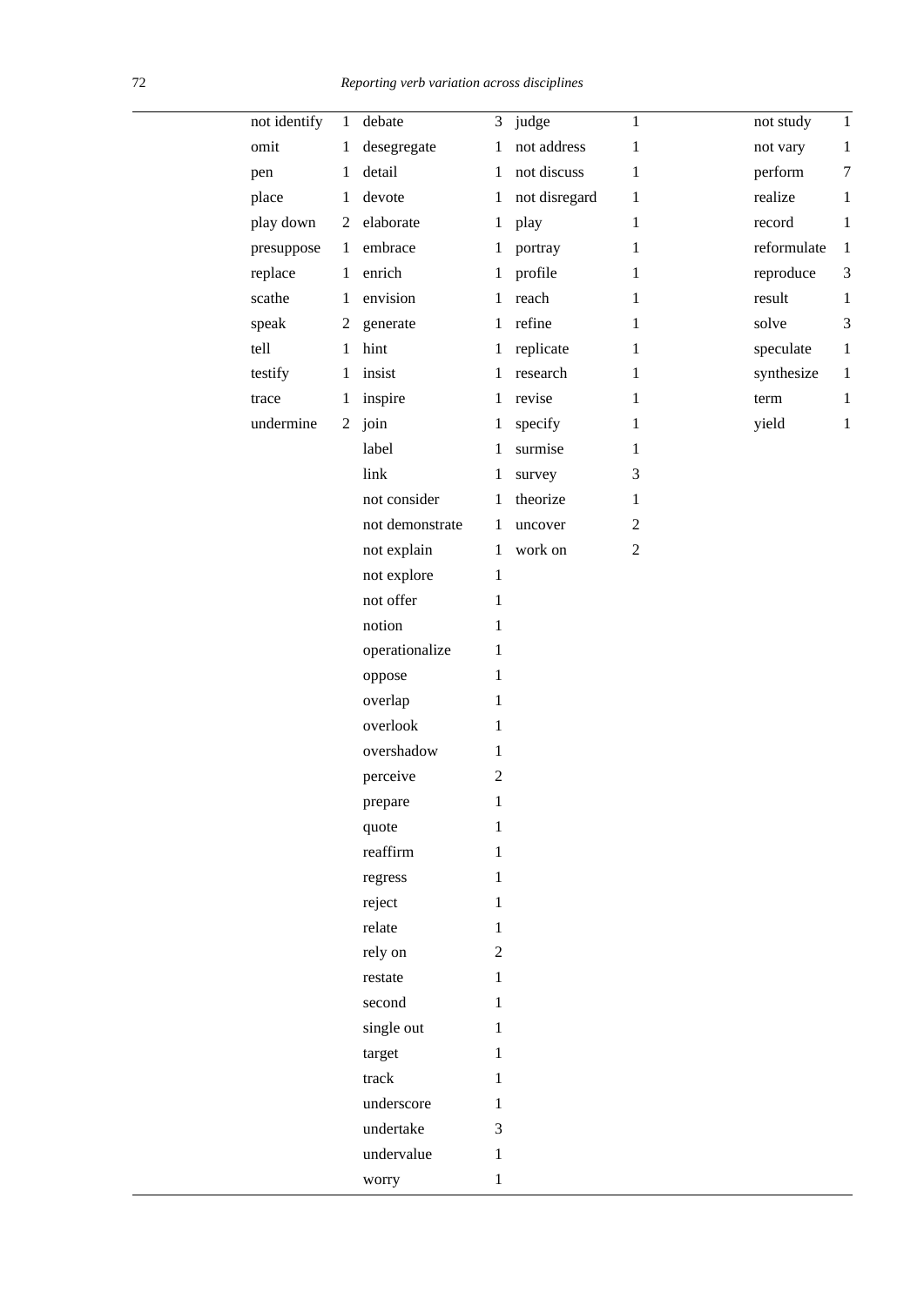| | | | | | | | |
|---|---|---|---|---|---|---|---|
| not identify | 1 | debate | 3 | judge | 1 | not study | 1 |
| omit | 1 | desegregate | 1 | not address | 1 | not vary | 1 |
| pen | 1 | detail | 1 | not discuss | 1 | perform | 7 |
| place | 1 | devote | 1 | not disregard | 1 | realize | 1 |
| play down | 2 | elaborate | 1 | play | 1 | record | 1 |
| presuppose | 1 | embrace | 1 | portray | 1 | reformulate | 1 |
| replace | 1 | enrich | 1 | profile | 1 | reproduce | 3 |
| scathe | 1 | envision | 1 | reach | 1 | result | 1 |
| speak | 2 | generate | 1 | refine | 1 | solve | 3 |
| tell | 1 | hint | 1 | replicate | 1 | speculate | 1 |
| testify | 1 | insist | 1 | research | 1 | synthesize | 1 |
| trace | 1 | inspire | 1 | revise | 1 | term | 1 |
| undermine | 2 | join | 1 | specify | 1 | yield | 1 |
| | | label | 1 | surmise | 1 | | |
| | | link | 1 | survey | 3 | | |
| | | not consider | 1 | theorize | 1 | | |
| | | not demonstrate | 1 | uncover | 2 | | |
| | | not explain | 1 | work on | 2 | | |
| | | not explore | 1 | | | | |
| | | not offer | 1 | | | | |
| | | notion | 1 | | | | |
| | | operationalize | 1 | | | | |
| | | oppose | 1 | | | | |
| | | overlap | 1 | | | | |
| | | overlook | 1 | | | | |
| | | overshadow | 1 | | | | |
| | | perceive | 2 | | | | |
| | | prepare | 1 | | | | |
| | | quote | 1 | | | | |
| | | reaffirm | 1 | | | | |
| | | regress | 1 | | | | |
| | | reject | 1 | | | | |
| | | relate | 1 | | | | |
| | | rely on | 2 | | | | |
| | | restate | 1 | | | | |
| | | second | 1 | | | | |
| | | single out | 1 | | | | |
| | | target | 1 | | | | |
| | | track | 1 | | | | |
| | | underscore | 1 | | | | |
| | | undertake | 3 | | | | |
| | | undervalue | 1 | | | | |
| | | worry | 1 | | | | |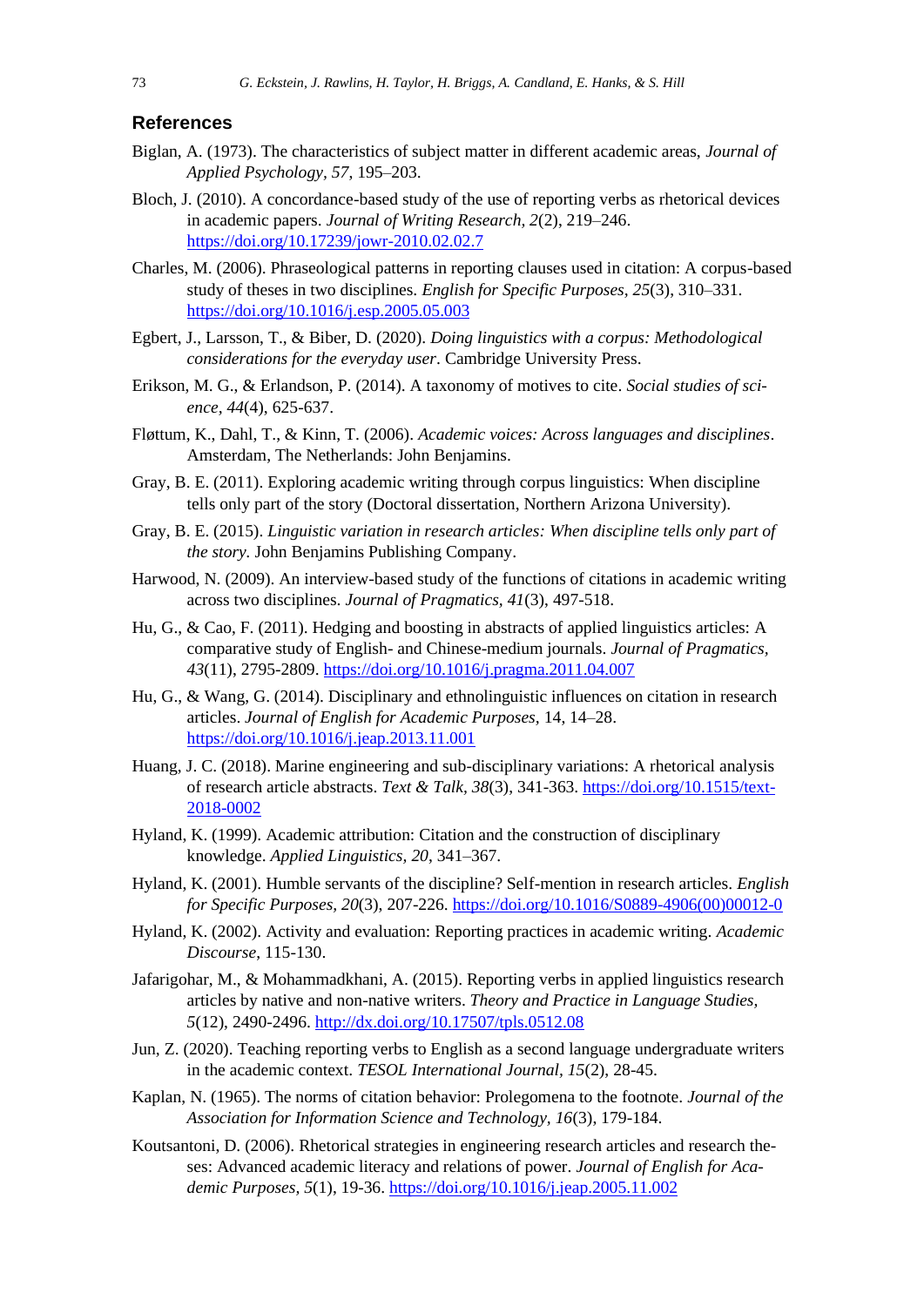## References

Biglan, A. (1973). The characteristics of subject matter in different academic areas, *Journal of Applied Psychology*, *57*, 195–203.

Bloch, J. (2010). A concordance-based study of the use of reporting verbs as rhetorical devices in academic papers. *Journal of Writing Research, 2*(2), 219–246. https://doi.org/10.17239/jowr-2010.02.02.7

Charles, M. (2006). Phraseological patterns in reporting clauses used in citation: A corpus-based study of theses in two disciplines. *English for Specific Purposes, 25*(3), 310–331. https://doi.org/10.1016/j.esp.2005.05.003

Egbert, J., Larsson, T., & Biber, D. (2020). *Doing linguistics with a corpus: Methodological considerations for the everyday user*. Cambridge University Press.

Erikson, M. G., & Erlandson, P. (2014). A taxonomy of motives to cite. *Social studies of science*, *44*(4), 625-637.

Fløttum, K., Dahl, T., & Kinn, T. (2006). *Academic voices: Across languages and disciplines*. Amsterdam, The Netherlands: John Benjamins.

Gray, B. E. (2011). Exploring academic writing through corpus linguistics: When discipline tells only part of the story (Doctoral dissertation, Northern Arizona University).

Gray, B. E. (2015). *Linguistic variation in research articles: When discipline tells only part of the story.* John Benjamins Publishing Company.

Harwood, N. (2009). An interview-based study of the functions of citations in academic writing across two disciplines. *Journal of Pragmatics*, *41*(3), 497-518.

Hu, G., & Cao, F. (2011). Hedging and boosting in abstracts of applied linguistics articles: A comparative study of English- and Chinese-medium journals. *Journal of Pragmatics, 43*(11), 2795-2809. https://doi.org/10.1016/j.pragma.2011.04.007

Hu, G., & Wang, G. (2014). Disciplinary and ethnolinguistic influences on citation in research articles. *Journal of English for Academic Purposes*, 14, 14–28. https://doi.org/10.1016/j.jeap.2013.11.001

Huang, J. C. (2018). Marine engineering and sub-disciplinary variations: A rhetorical analysis of research article abstracts. *Text & Talk*, *38*(3), 341-363. https://doi.org/10.1515/text-2018-0002

Hyland, K. (1999). Academic attribution: Citation and the construction of disciplinary knowledge. *Applied Linguistics, 20*, 341–367.

Hyland, K. (2001). Humble servants of the discipline? Self-mention in research articles. *English for Specific Purposes, 20*(3), 207-226. https://doi.org/10.1016/S0889-4906(00)00012-0

Hyland, K. (2002). Activity and evaluation: Reporting practices in academic writing. *Academic Discourse*, 115-130.

Jafarigohar, M., & Mohammadkhani, A. (2015). Reporting verbs in applied linguistics research articles by native and non-native writers. *Theory and Practice in Language Studies, 5*(12), 2490-2496. http://dx.doi.org/10.17507/tpls.0512.08

Jun, Z. (2020). Teaching reporting verbs to English as a second language undergraduate writers in the academic context. *TESOL International Journal*, *15*(2), 28-45.

Kaplan, N. (1965). The norms of citation behavior: Prolegomena to the footnote. *Journal of the Association for Information Science and Technology, 16*(3), 179-184.

Koutsantoni, D. (2006). Rhetorical strategies in engineering research articles and research theses: Advanced academic literacy and relations of power. *Journal of English for Academic Purposes, 5*(1), 19-36. https://doi.org/10.1016/j.jeap.2005.11.002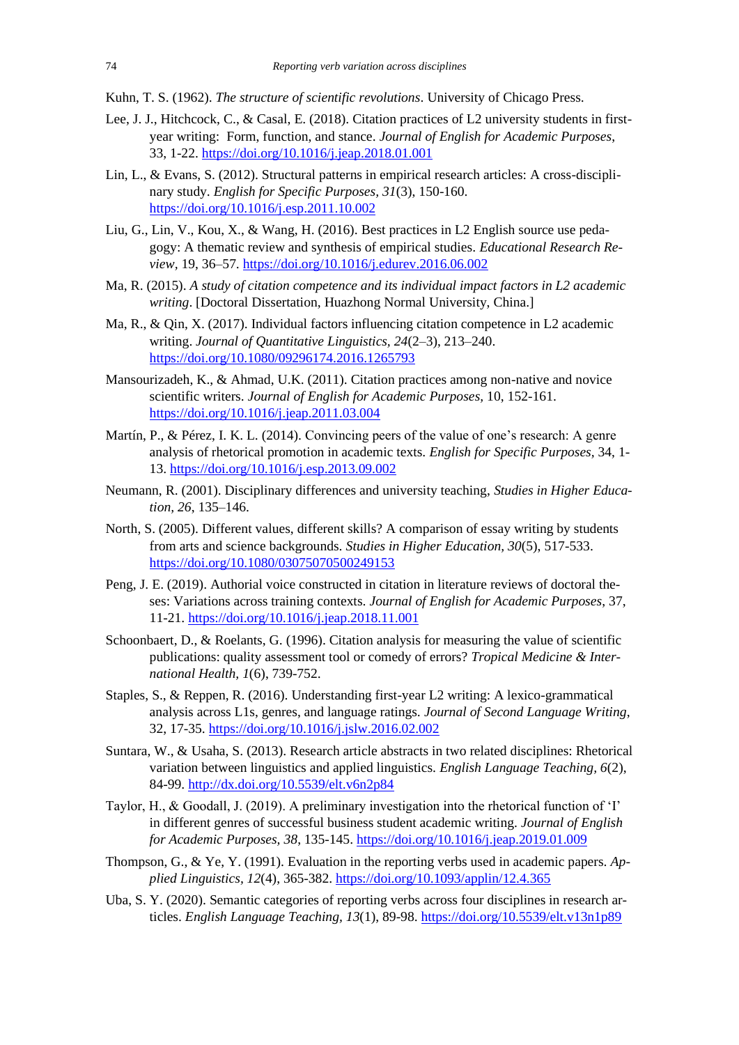Kuhn, T. S. (1962). *The structure of scientific revolutions*. University of Chicago Press.

Lee, J. J., Hitchcock, C., & Casal, E. (2018). Citation practices of L2 university students in first-year writing: Form, function, and stance. *Journal of English for Academic Purposes*, 33, 1-22. https://doi.org/10.1016/j.jeap.2018.01.001

Lin, L., & Evans, S. (2012). Structural patterns in empirical research articles: A cross-disciplinary study. *English for Specific Purposes*, *31*(3), 150-160. https://doi.org/10.1016/j.esp.2011.10.002

Liu, G., Lin, V., Kou, X., & Wang, H. (2016). Best practices in L2 English source use pedagogy: A thematic review and synthesis of empirical studies. *Educational Research Review,* 19, 36–57. https://doi.org/10.1016/j.edurev.2016.06.002

Ma, R. (2015). *A study of citation competence and its individual impact factors in L2 academic writing*. [Doctoral Dissertation, Huazhong Normal University, China.]

Ma, R., & Qin, X. (2017). Individual factors influencing citation competence in L2 academic writing. *Journal of Quantitative Linguistics, 24*(2–3), 213–240. https://doi.org/10.1080/09296174.2016.1265793

Mansourizadeh, K., & Ahmad, U.K. (2011). Citation practices among non-native and novice scientific writers. *Journal of English for Academic Purposes,* 10, 152-161. https://doi.org/10.1016/j.jeap.2011.03.004

Martín, P., & Pérez, I. K. L. (2014). Convincing peers of the value of one's research: A genre analysis of rhetorical promotion in academic texts. *English for Specific Purposes,* 34, 1-13. https://doi.org/10.1016/j.esp.2013.09.002

Neumann, R. (2001). Disciplinary differences and university teaching, *Studies in Higher Education, 26*, 135–146.

North, S. (2005). Different values, different skills? A comparison of essay writing by students from arts and science backgrounds. *Studies in Higher Education, 30*(5), 517-533. https://doi.org/10.1080/03075070500249153

Peng, J. E. (2019). Authorial voice constructed in citation in literature reviews of doctoral theses: Variations across training contexts. *Journal of English for Academic Purposes*, 37, 11-21. https://doi.org/10.1016/j.jeap.2018.11.001

Schoonbaert, D., & Roelants, G. (1996). Citation analysis for measuring the value of scientific publications: quality assessment tool or comedy of errors? *Tropical Medicine & International Health, 1*(6), 739-752.

Staples, S., & Reppen, R. (2016). Understanding first-year L2 writing: A lexico-grammatical analysis across L1s, genres, and language ratings. *Journal of Second Language Writing*, 32, 17-35. https://doi.org/10.1016/j.jslw.2016.02.002

Suntara, W., & Usaha, S. (2013). Research article abstracts in two related disciplines: Rhetorical variation between linguistics and applied linguistics. *English Language Teaching, 6*(2), 84-99. http://dx.doi.org/10.5539/elt.v6n2p84

Taylor, H., & Goodall, J. (2019). A preliminary investigation into the rhetorical function of 'I' in different genres of successful business student academic writing. *Journal of English for Academic Purposes, 38*, 135-145. https://doi.org/10.1016/j.jeap.2019.01.009

Thompson, G., & Ye, Y. (1991). Evaluation in the reporting verbs used in academic papers. *Applied Linguistics, 12*(4), 365-382. https://doi.org/10.1093/applin/12.4.365

Uba, S. Y. (2020). Semantic categories of reporting verbs across four disciplines in research articles. *English Language Teaching, 13*(1), 89-98. https://doi.org/10.5539/elt.v13n1p89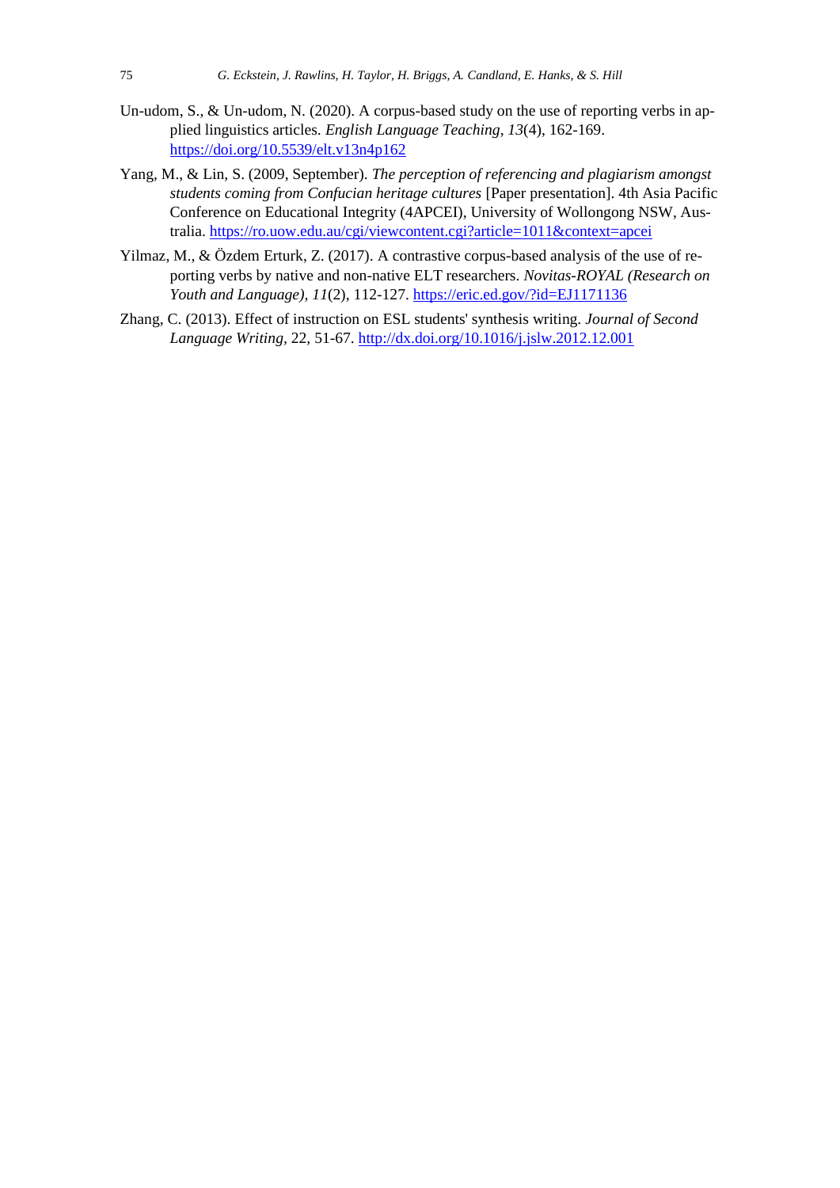Un-udom, S., & Un-udom, N. (2020). A corpus-based study on the use of reporting verbs in applied linguistics articles. *English Language Teaching, 13*(4), 162-169. https://doi.org/10.5539/elt.v13n4p162

Yang, M., & Lin, S. (2009, September). *The perception of referencing and plagiarism amongst students coming from Confucian heritage cultures* [Paper presentation]. 4th Asia Pacific Conference on Educational Integrity (4APCEI), University of Wollongong NSW, Australia. https://ro.uow.edu.au/cgi/viewcontent.cgi?article=1011&context=apcei

Yilmaz, M., & Özdem Erturk, Z. (2017). A contrastive corpus-based analysis of the use of reporting verbs by native and non-native ELT researchers. *Novitas-ROYAL (Research on Youth and Language), 11*(2), 112-127. https://eric.ed.gov/?id=EJ1171136

Zhang, C. (2013). Effect of instruction on ESL students' synthesis writing. *Journal of Second Language Writing*, 22, 51-67. http://dx.doi.org/10.1016/j.jslw.2012.12.001